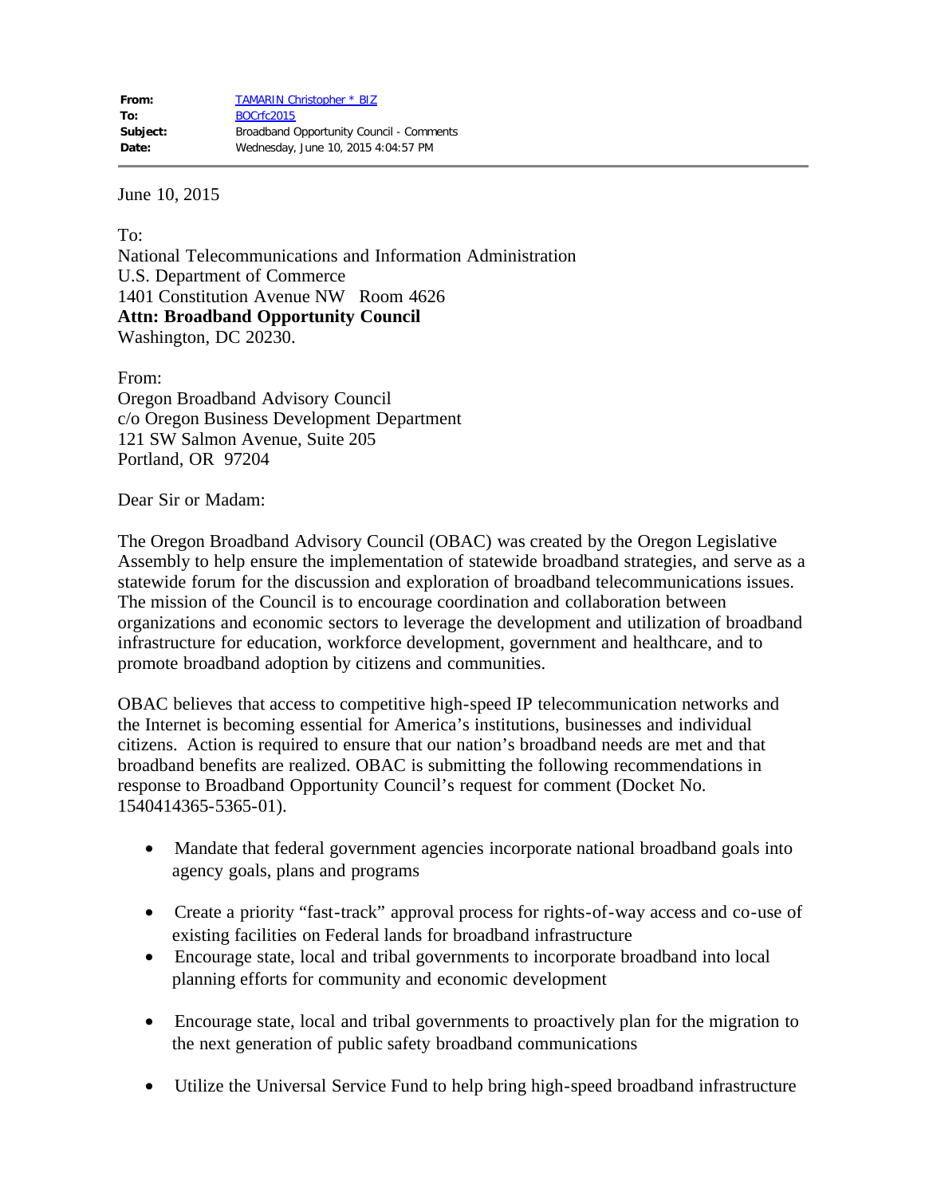| | |
|---|---|
| **From:** | TAMARIN Christopher * BIZ |
| **To:** | BOCrfc2015 |
| **Subject:** | Broadband Opportunity Council - Comments |
| **Date:** | Wednesday, June 10, 2015 4:04:57 PM |

June 10, 2015

To:
National Telecommunications and Information Administration
U.S. Department of Commerce
1401 Constitution Avenue NW Room 4626
**Attn: Broadband Opportunity Council**
Washington, DC 20230.

From:
Oregon Broadband Advisory Council
c/o Oregon Business Development Department
121 SW Salmon Avenue, Suite 205
Portland, OR 97204

Dear Sir or Madam:

The Oregon Broadband Advisory Council (OBAC) was created by the Oregon Legislative Assembly to help ensure the implementation of statewide broadband strategies, and serve as a statewide forum for the discussion and exploration of broadband telecommunications issues. The mission of the Council is to encourage coordination and collaboration between organizations and economic sectors to leverage the development and utilization of broadband infrastructure for education, workforce development, government and healthcare, and to promote broadband adoption by citizens and communities.

OBAC believes that access to competitive high-speed IP telecommunication networks and the Internet is becoming essential for America's institutions, businesses and individual citizens. Action is required to ensure that our nation's broadband needs are met and that broadband benefits are realized. OBAC is submitting the following recommendations in response to Broadband Opportunity Council's request for comment (Docket No. 1540414365-5365-01).

- Mandate that federal government agencies incorporate national broadband goals into agency goals, plans and programs
- Create a priority "fast-track" approval process for rights-of-way access and co-use of existing facilities on Federal lands for broadband infrastructure
- Encourage state, local and tribal governments to incorporate broadband into local planning efforts for community and economic development
- Encourage state, local and tribal governments to proactively plan for the migration to the next generation of public safety broadband communications
- Utilize the Universal Service Fund to help bring high-speed broadband infrastructure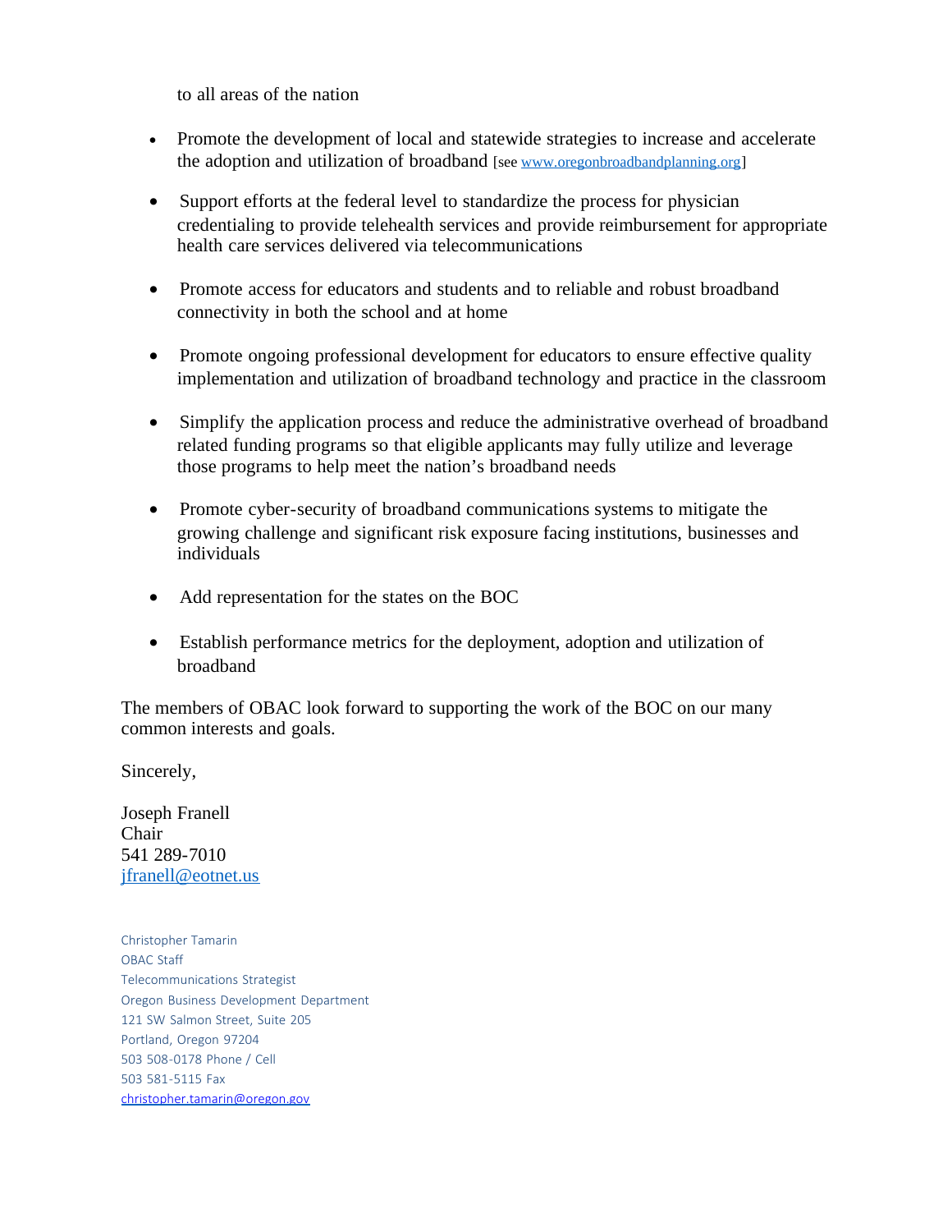to all areas of the nation

- Promote the development of local and statewide strategies to increase and accelerate the adoption and utilization of broadband [see www.oregonbroadbandplanning.org]

- Support efforts at the federal level to standardize the process for physician credentialing to provide telehealth services and provide reimbursement for appropriate health care services delivered via telecommunications

- Promote access for educators and students and to reliable and robust broadband connectivity in both the school and at home

- Promote ongoing professional development for educators to ensure effective quality implementation and utilization of broadband technology and practice in the classroom

- Simplify the application process and reduce the administrative overhead of broadband related funding programs so that eligible applicants may fully utilize and leverage those programs to help meet the nation's broadband needs

- Promote cyber-security of broadband communications systems to mitigate the growing challenge and significant risk exposure facing institutions, businesses and individuals

- Add representation for the states on the BOC

- Establish performance metrics for the deployment, adoption and utilization of broadband

The members of OBAC look forward to supporting the work of the BOC on our many common interests and goals.

Sincerely,

Joseph Franell
Chair
541 289-7010
jfranell@eotnet.us

Christopher Tamarin
OBAC Staff
Telecommunications Strategist
Oregon Business Development Department
121 SW Salmon Street, Suite 205
Portland, Oregon 97204
503 508-0178 Phone / Cell
503 581-5115 Fax
christopher.tamarin@oregon.gov